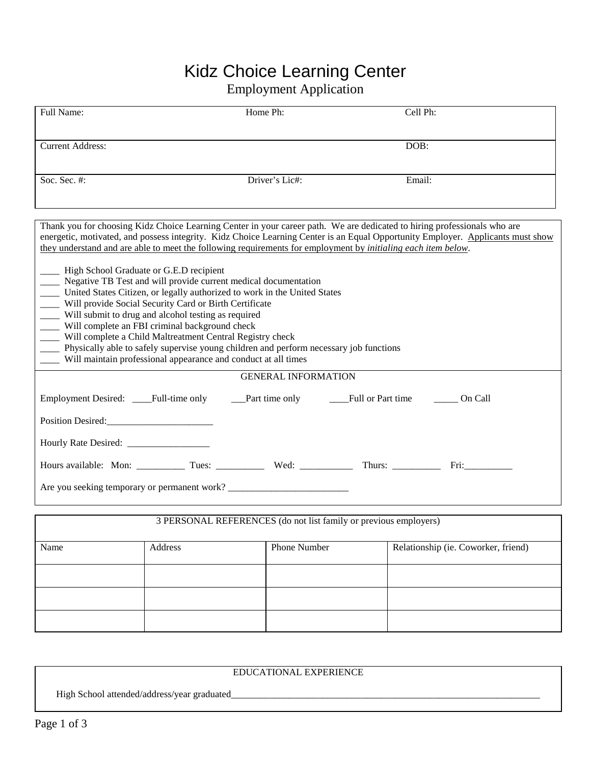# Kidz Choice Learning Center

## Employment Application

| Full Name: | Home Ph: | Cell Ph: |
|---|---|---|
| Current Address: | | DOB: |
| Soc. Sec. #: | Driver's Lic#: | Email: |

Thank you for choosing Kidz Choice Learning Center in your career path. We are dedicated to hiring professionals who are energetic, motivated, and possess integrity. Kidz Choice Learning Center is an Equal Opportunity Employer. Applicants must show they understand and are able to meet the following requirements for employment by *initialing each item below*.

____ High School Graduate or G.E.D recipient
____ Negative TB Test and will provide current medical documentation
____ United States Citizen, or legally authorized to work in the United States
____ Will provide Social Security Card or Birth Certificate
____ Will submit to drug and alcohol testing as required
____ Will complete an FBI criminal background check
____ Will complete a Child Maltreatment Central Registry check
____ Physically able to safely supervise young children and perform necessary job functions
____ Will maintain professional appearance and conduct at all times

### GENERAL INFORMATION

Employment Desired: ____Full-time only ___Part time only ____Full or Part time _____ On Call

Position Desired:______________________

Hourly Rate Desired: _________________

Hours available: Mon: __________ Tues: __________ Wed: ___________ Thurs: __________ Fri:__________

Are you seeking temporary or permanent work? _________________________

### 3 PERSONAL REFERENCES (do not list family or previous employers)

| Name | Address | Phone Number | Relationship (ie. Coworker, friend) |
|---|---|---|---|
| | | | |
| | | | |
| | | | |

### EDUCATIONAL EXPERIENCE

High School attended/address/year graduated____________________________________________________________________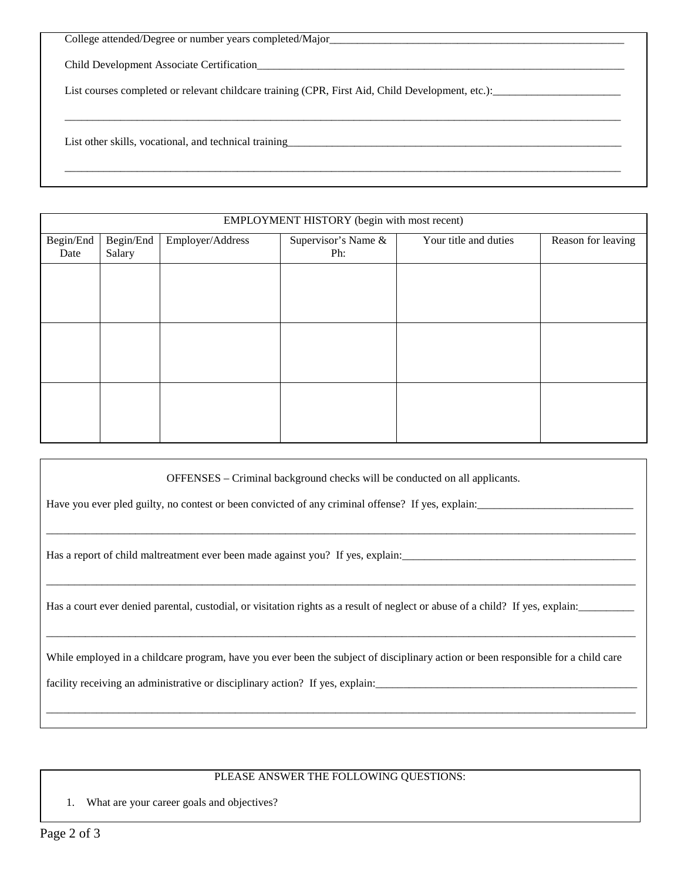College attended/Degree or number years completed/Major_______________________________________________________

Child Development Associate Certification_______________________________________________________________

List courses completed or relevant childcare training (CPR, First Aid, Child Development, etc.):_______________________

_____________________________________________________________________________________________

List other skills, vocational, and technical training___________________________________________________________

_____________________________________________________________________________________________

| EMPLOYMENT HISTORY (begin with most recent) | | | | | |
|---|---|---|---|---|---|
| Begin/End Date | Begin/End Salary | Employer/Address | Supervisor's Name & Ph: | Your title and duties | Reason for leaving |
| | | | | | |
| | | | | | |
| | | | | | |

OFFENSES – Criminal background checks will be conducted on all applicants.

Have you ever pled guilty, no contest or been convicted of any criminal offense? If yes, explain:___________________________

_____________________________________________________________________________________________

Has a report of child maltreatment ever been made against you? If yes, explain:___________________________________________

_____________________________________________________________________________________________

Has a court ever denied parental, custodial, or visitation rights as a result of neglect or abuse of a child? If yes, explain:__________

_____________________________________________________________________________________________

While employed in a childcare program, have you ever been the subject of disciplinary action or been responsible for a child care facility receiving an administrative or disciplinary action? If yes, explain:_______________________________________________

_____________________________________________________________________________________________

PLEASE ANSWER THE FOLLOWING QUESTIONS:

1. What are your career goals and objectives?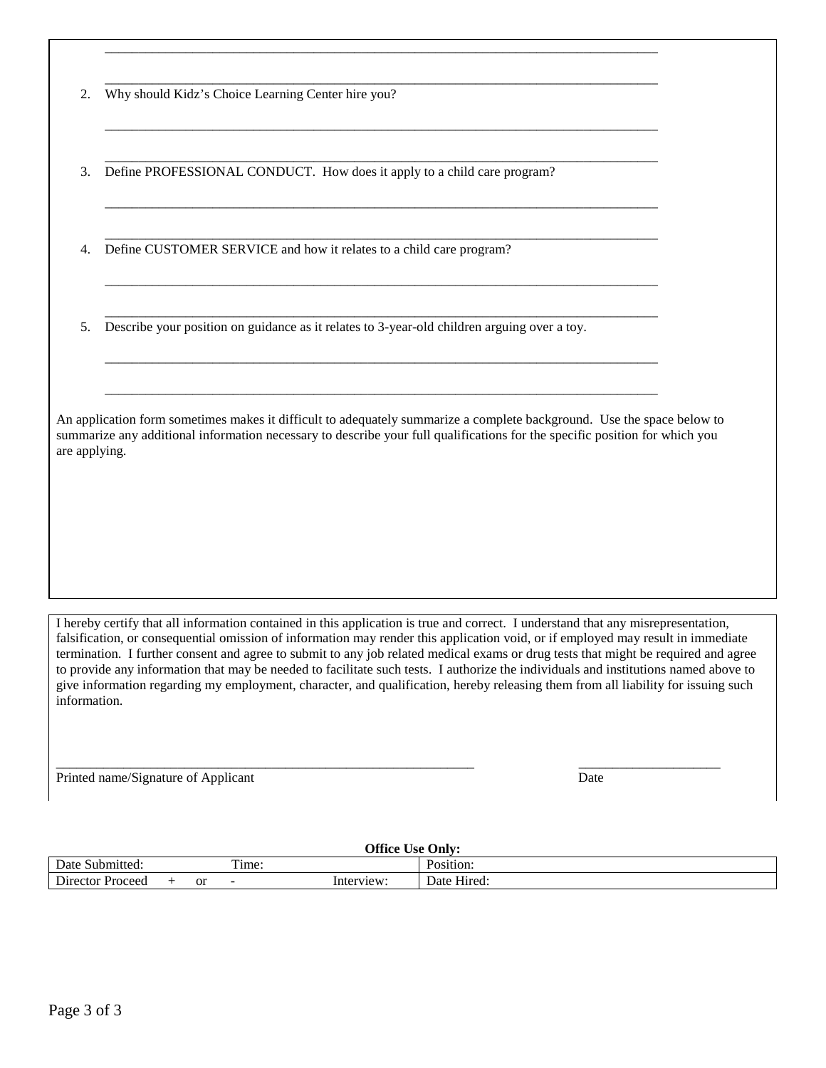2. Why should Kidz's Choice Learning Center hire you?

3. Define PROFESSIONAL CONDUCT. How does it apply to a child care program?

4. Define CUSTOMER SERVICE and how it relates to a child care program?

5. Describe your position on guidance as it relates to 3-year-old children arguing over a toy.

An application form sometimes makes it difficult to adequately summarize a complete background. Use the space below to summarize any additional information necessary to describe your full qualifications for the specific position for which you are applying.

I hereby certify that all information contained in this application is true and correct. I understand that any misrepresentation, falsification, or consequential omission of information may render this application void, or if employed may result in immediate termination. I further consent and agree to submit to any job related medical exams or drug tests that might be required and agree to provide any information that may be needed to facilitate such tests. I authorize the individuals and institutions named above to give information regarding my employment, character, and qualification, hereby releasing them from all liability for issuing such information.

_______________________________________________ ____________________

Printed name/Signature of Applicant Date

**Office Use Only:**

| | | |
|---|---|---|
| Date Submitted: | Time: | Position: |
| Director Proceed + or - | Interview: | Date Hired: |